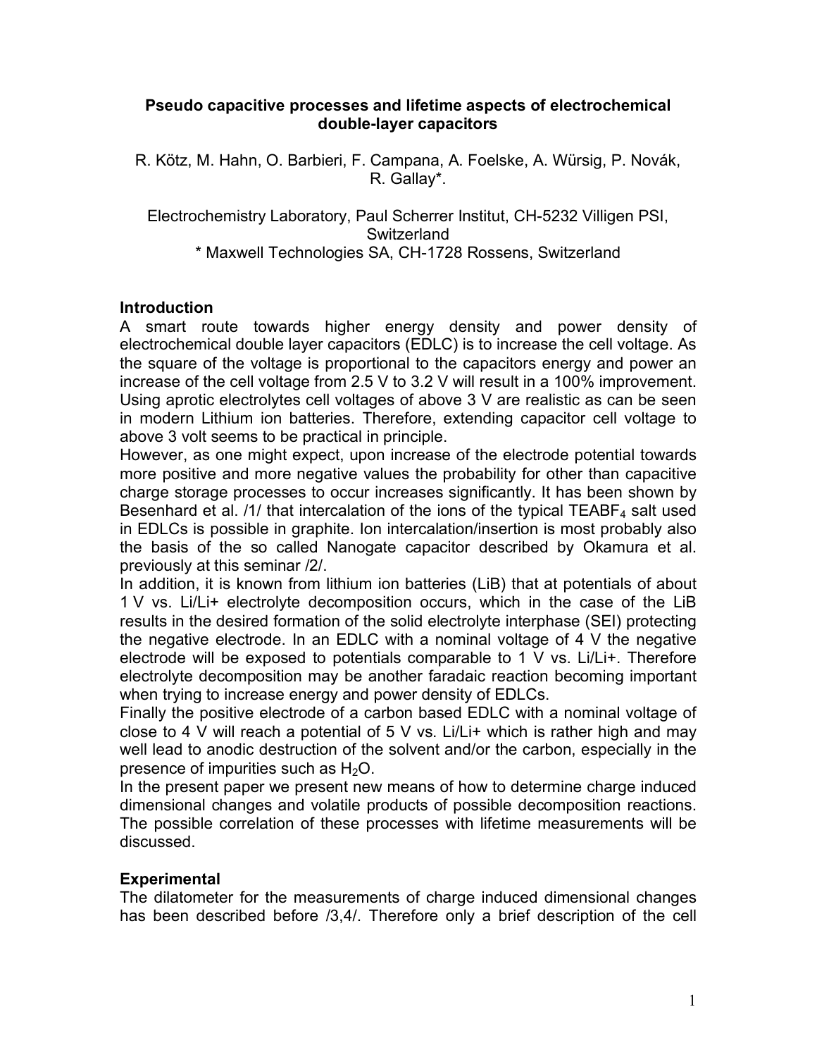# Pseudo capacitive processes and lifetime aspects of electrochemical double-layer capacitors

R. Kötz, M. Hahn, O. Barbieri, F. Campana, A. Foelske, A. Würsig, P. Novák, R. Gallay*.

Electrochemistry Laboratory, Paul Scherrer Institut, CH-5232 Villigen PSI, Switzerland
* Maxwell Technologies SA, CH-1728 Rossens, Switzerland

## Introduction

A smart route towards higher energy density and power density of electrochemical double layer capacitors (EDLC) is to increase the cell voltage. As the square of the voltage is proportional to the capacitors energy and power an increase of the cell voltage from 2.5 V to 3.2 V will result in a 100% improvement. Using aprotic electrolytes cell voltages of above 3 V are realistic as can be seen in modern Lithium ion batteries. Therefore, extending capacitor cell voltage to above 3 volt seems to be practical in principle.

However, as one might expect, upon increase of the electrode potential towards more positive and more negative values the probability for other than capacitive charge storage processes to occur increases significantly. It has been shown by Besenhard et al. /1/ that intercalation of the ions of the typical $TEABF_4$ salt used in EDLCs is possible in graphite. Ion intercalation/insertion is most probably also the basis of the so called Nanogate capacitor described by Okamura et al. previously at this seminar /2/.

In addition, it is known from lithium ion batteries (LiB) that at potentials of about 1 V vs. Li/Li+ electrolyte decomposition occurs, which in the case of the LiB results in the desired formation of the solid electrolyte interphase (SEI) protecting the negative electrode. In an EDLC with a nominal voltage of 4 V the negative electrode will be exposed to potentials comparable to 1 V vs. Li/Li+. Therefore electrolyte decomposition may be another faradaic reaction becoming important when trying to increase energy and power density of EDLCs.

Finally the positive electrode of a carbon based EDLC with a nominal voltage of close to 4 V will reach a potential of 5 V vs. Li/Li+ which is rather high and may well lead to anodic destruction of the solvent and/or the carbon, especially in the presence of impurities such as $H_2O$.

In the present paper we present new means of how to determine charge induced dimensional changes and volatile products of possible decomposition reactions. The possible correlation of these processes with lifetime measurements will be discussed.

## Experimental

The dilatometer for the measurements of charge induced dimensional changes has been described before /3,4/. Therefore only a brief description of the cell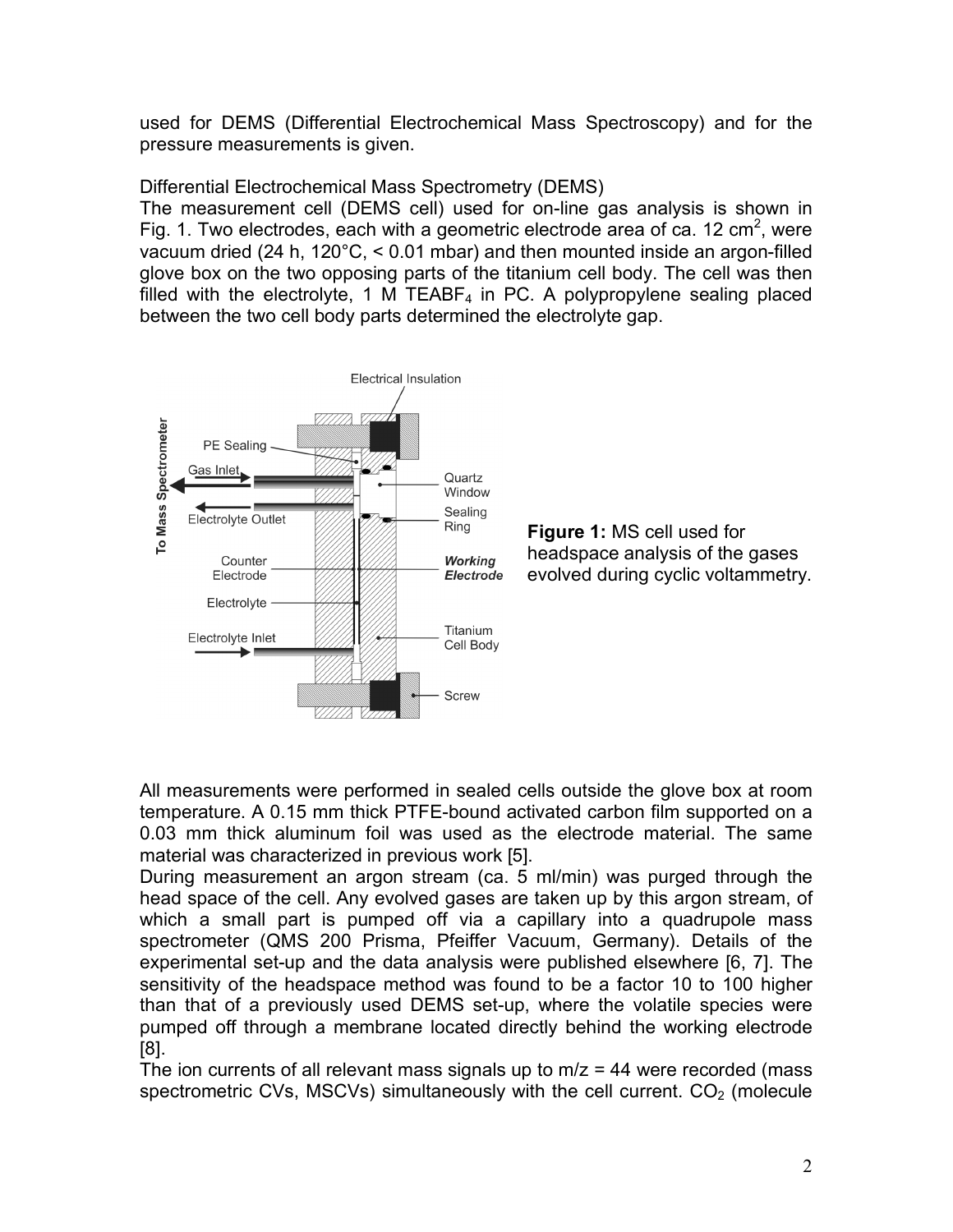used for DEMS (Differential Electrochemical Mass Spectroscopy) and for the pressure measurements is given.

Differential Electrochemical Mass Spectrometry (DEMS)

The measurement cell (DEMS cell) used for on-line gas analysis is shown in Fig. 1. Two electrodes, each with a geometric electrode area of ca. 12 $cm^2$, were vacuum dried (24 h, 120°C, < 0.01 mbar) and then mounted inside an argon-filled glove box on the two opposing parts of the titanium cell body. The cell was then filled with the electrolyte, 1 M $TEABF_4$ in PC. A polypropylene sealing placed between the two cell body parts determined the electrolyte gap.

**Figure 1:** MS cell used for headspace analysis of the gases evolved during cyclic voltammetry.

All measurements were performed in sealed cells outside the glove box at room temperature. A 0.15 mm thick PTFE-bound activated carbon film supported on a 0.03 mm thick aluminum foil was used as the electrode material. The same material was characterized in previous work [5].

During measurement an argon stream (ca. 5 ml/min) was purged through the head space of the cell. Any evolved gases are taken up by this argon stream, of which a small part is pumped off via a capillary into a quadrupole mass spectrometer (QMS 200 Prisma, Pfeiffer Vacuum, Germany). Details of the experimental set-up and the data analysis were published elsewhere [6, 7]. The sensitivity of the headspace method was found to be a factor 10 to 100 higher than that of a previously used DEMS set-up, where the volatile species were pumped off through a membrane located directly behind the working electrode [8].

The ion currents of all relevant mass signals up to m/z = 44 were recorded (mass spectrometric CVs, MSCVs) simultaneously with the cell current. $CO_2$ (molecule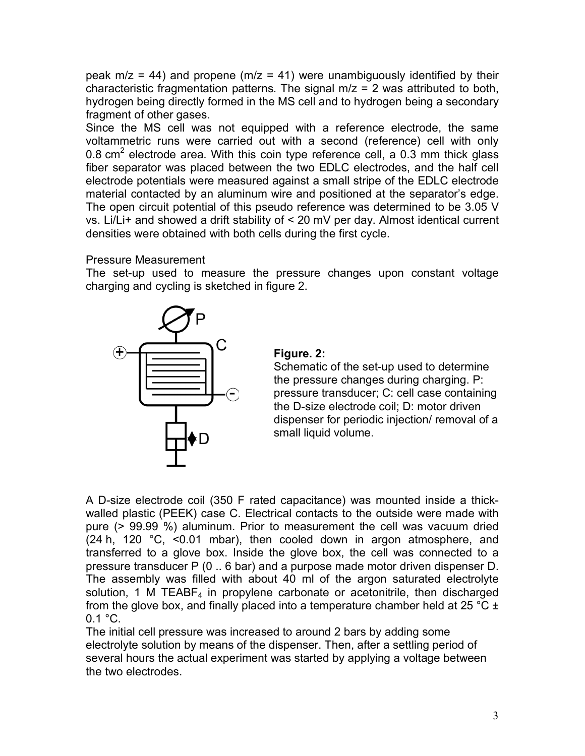peak m/z = 44) and propene (m/z = 41) were unambiguously identified by their characteristic fragmentation patterns. The signal m/z = 2 was attributed to both, hydrogen being directly formed in the MS cell and to hydrogen being a secondary fragment of other gases.

Since the MS cell was not equipped with a reference electrode, the same voltammetric runs were carried out with a second (reference) cell with only 0.8 $cm^2$ electrode area. With this coin type reference cell, a 0.3 mm thick glass fiber separator was placed between the two EDLC electrodes, and the half cell electrode potentials were measured against a small stripe of the EDLC electrode material contacted by an aluminum wire and positioned at the separator's edge. The open circuit potential of this pseudo reference was determined to be 3.05 V vs. Li/Li+ and showed a drift stability of < 20 mV per day. Almost identical current densities were obtained with both cells during the first cycle.

### Pressure Measurement

The set-up used to measure the pressure changes upon constant voltage charging and cycling is sketched in figure 2.

**Figure. 2:**
Schematic of the set-up used to determine the pressure changes during charging. P: pressure transducer; C: cell case containing the D-size electrode coil; D: motor driven dispenser for periodic injection/ removal of a small liquid volume.

A D-size electrode coil (350 F rated capacitance) was mounted inside a thick-walled plastic (PEEK) case C. Electrical contacts to the outside were made with pure (> 99.99 %) aluminum. Prior to measurement the cell was vacuum dried (24 h, 120 °C, <0.01 mbar), then cooled down in argon atmosphere, and transferred to a glove box. Inside the glove box, the cell was connected to a pressure transducer P (0 .. 6 bar) and a purpose made motor driven dispenser D. The assembly was filled with about 40 ml of the argon saturated electrolyte solution, 1 M $TEABF_4$ in propylene carbonate or acetonitrile, then discharged from the glove box, and finally placed into a temperature chamber held at 25 °C ± 0.1 °C.

The initial cell pressure was increased to around 2 bars by adding some electrolyte solution by means of the dispenser. Then, after a settling period of several hours the actual experiment was started by applying a voltage between the two electrodes.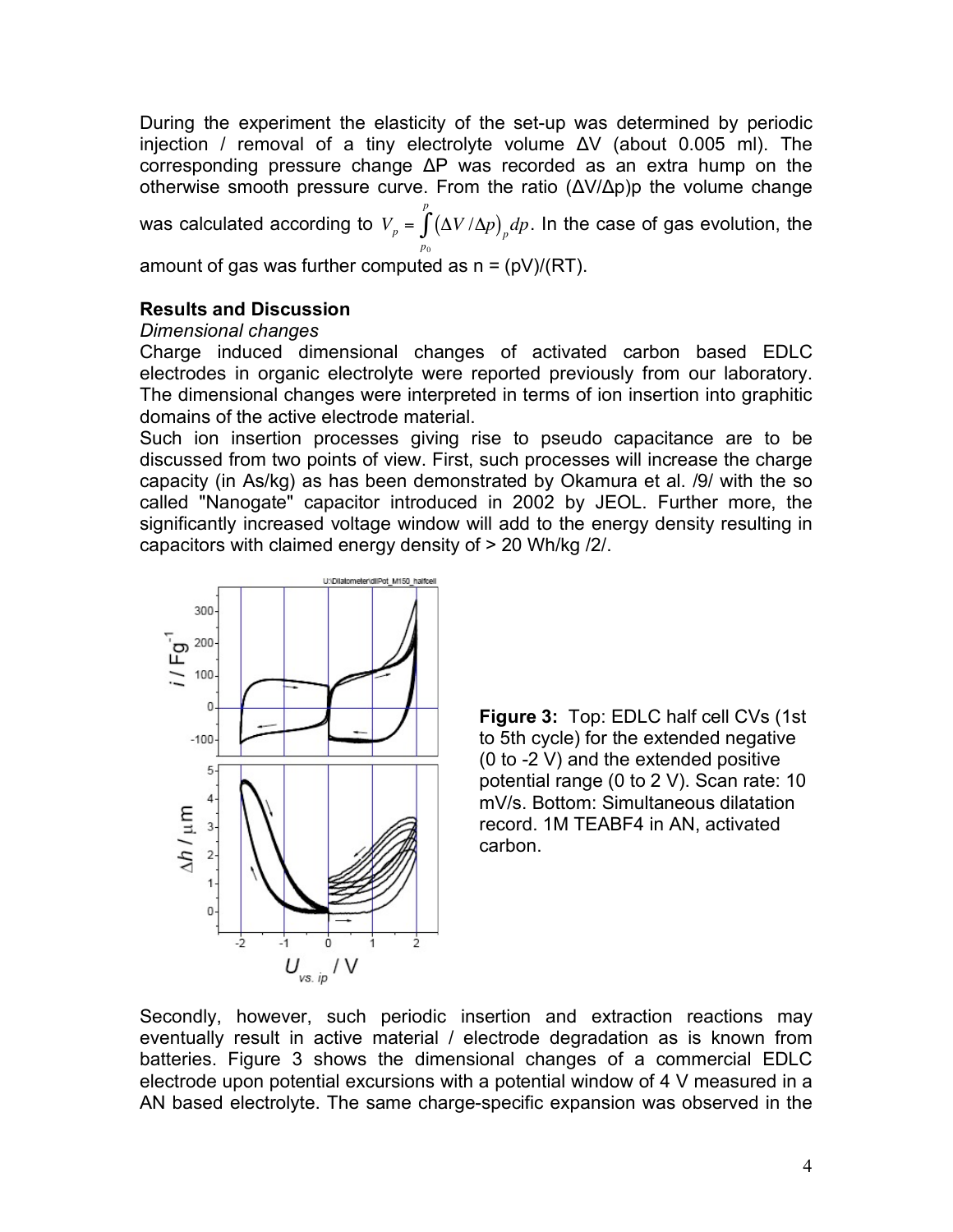During the experiment the elasticity of the set-up was determined by periodic injection / removal of a tiny electrolyte volume ΔV (about 0.005 ml). The corresponding pressure change ΔP was recorded as an extra hump on the otherwise smooth pressure curve. From the ratio (ΔV/Δp)p the volume change was calculated according to $V_p = \int_{p_0}^{p} (\Delta V / \Delta p)_p \, dp$. In the case of gas evolution, the amount of gas was further computed as n = (pV)/(RT).

**Results and Discussion**

*Dimensional changes*

Charge induced dimensional changes of activated carbon based EDLC electrodes in organic electrolyte were reported previously from our laboratory. The dimensional changes were interpreted in terms of ion insertion into graphitic domains of the active electrode material.

Such ion insertion processes giving rise to pseudo capacitance are to be discussed from two points of view. First, such processes will increase the charge capacity (in As/kg) as has been demonstrated by Okamura et al. /9/ with the so called "Nanogate" capacitor introduced in 2002 by JEOL. Further more, the significantly increased voltage window will add to the energy density resulting in capacitors with claimed energy density of > 20 Wh/kg /2/.

**Figure 3:** Top: EDLC half cell CVs (1st to 5th cycle) for the extended negative (0 to -2 V) and the extended positive potential range (0 to 2 V). Scan rate: 10 mV/s. Bottom: Simultaneous dilatation record. 1M TEABF4 in AN, activated carbon.

Secondly, however, such periodic insertion and extraction reactions may eventually result in active material / electrode degradation as is known from batteries. Figure 3 shows the dimensional changes of a commercial EDLC electrode upon potential excursions with a potential window of 4 V measured in a AN based electrolyte. The same charge-specific expansion was observed in the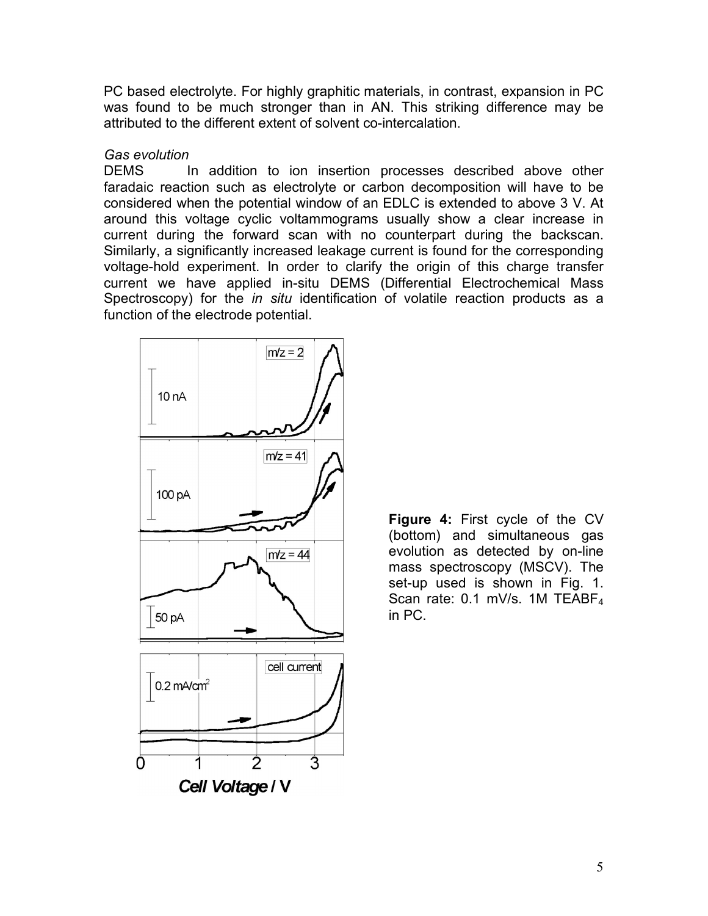PC based electrolyte. For highly graphitic materials, in contrast, expansion in PC was found to be much stronger than in AN. This striking difference may be attributed to the different extent of solvent co-intercalation.

*Gas evolution*

DEMS In addition to ion insertion processes described above other faradaic reaction such as electrolyte or carbon decomposition will have to be considered when the potential window of an EDLC is extended to above 3 V. At around this voltage cyclic voltammograms usually show a clear increase in current during the forward scan with no counterpart during the backscan. Similarly, a significantly increased leakage current is found for the corresponding voltage-hold experiment. In order to clarify the origin of this charge transfer current we have applied in-situ DEMS (Differential Electrochemical Mass Spectroscopy) for the *in situ* identification of volatile reaction products as a function of the electrode potential.

**Figure 4:** First cycle of the CV (bottom) and simultaneous gas evolution as detected by on-line mass spectroscopy (MSCV). The set-up used is shown in Fig. 1. Scan rate: 0.1 mV/s. 1M $TEABF_4$ in PC.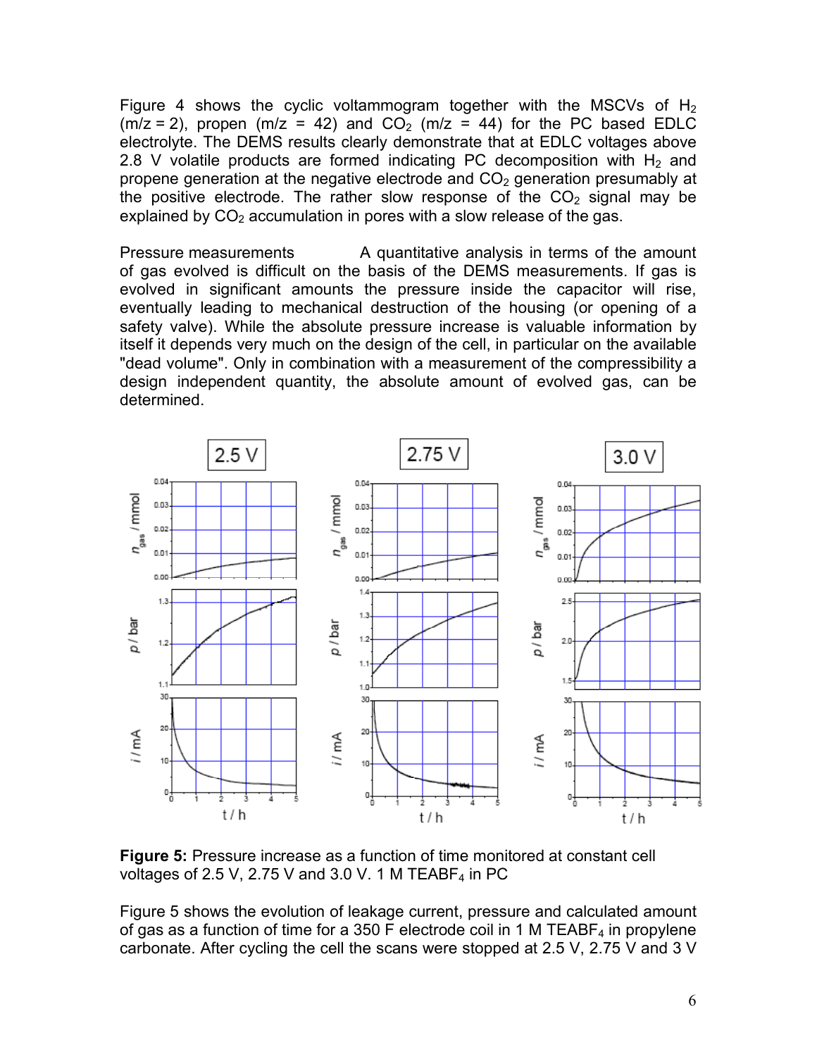Figure 4 shows the cyclic voltammogram together with the MSCVs of $H_2$ (m/z = 2), propen (m/z = 42) and $CO_2$ (m/z = 44) for the PC based EDLC electrolyte. The DEMS results clearly demonstrate that at EDLC voltages above 2.8 V volatile products are formed indicating PC decomposition with $H_2$ and propene generation at the negative electrode and $CO_2$ generation presumably at the positive electrode. The rather slow response of the $CO_2$ signal may be explained by $CO_2$ accumulation in pores with a slow release of the gas.

Pressure measurements A quantitative analysis in terms of the amount of gas evolved is difficult on the basis of the DEMS measurements. If gas is evolved in significant amounts the pressure inside the capacitor will rise, eventually leading to mechanical destruction of the housing (or opening of a safety valve). While the absolute pressure increase is valuable information by itself it depends very much on the design of the cell, in particular on the available "dead volume". Only in combination with a measurement of the compressibility a design independent quantity, the absolute amount of evolved gas, can be determined.

**Figure 5:** Pressure increase as a function of time monitored at constant cell voltages of 2.5 V, 2.75 V and 3.0 V. 1 M $TEABF_4$ in PC

Figure 5 shows the evolution of leakage current, pressure and calculated amount of gas as a function of time for a 350 F electrode coil in 1 M $TEABF_4$ in propylene carbonate. After cycling the cell the scans were stopped at 2.5 V, 2.75 V and 3 V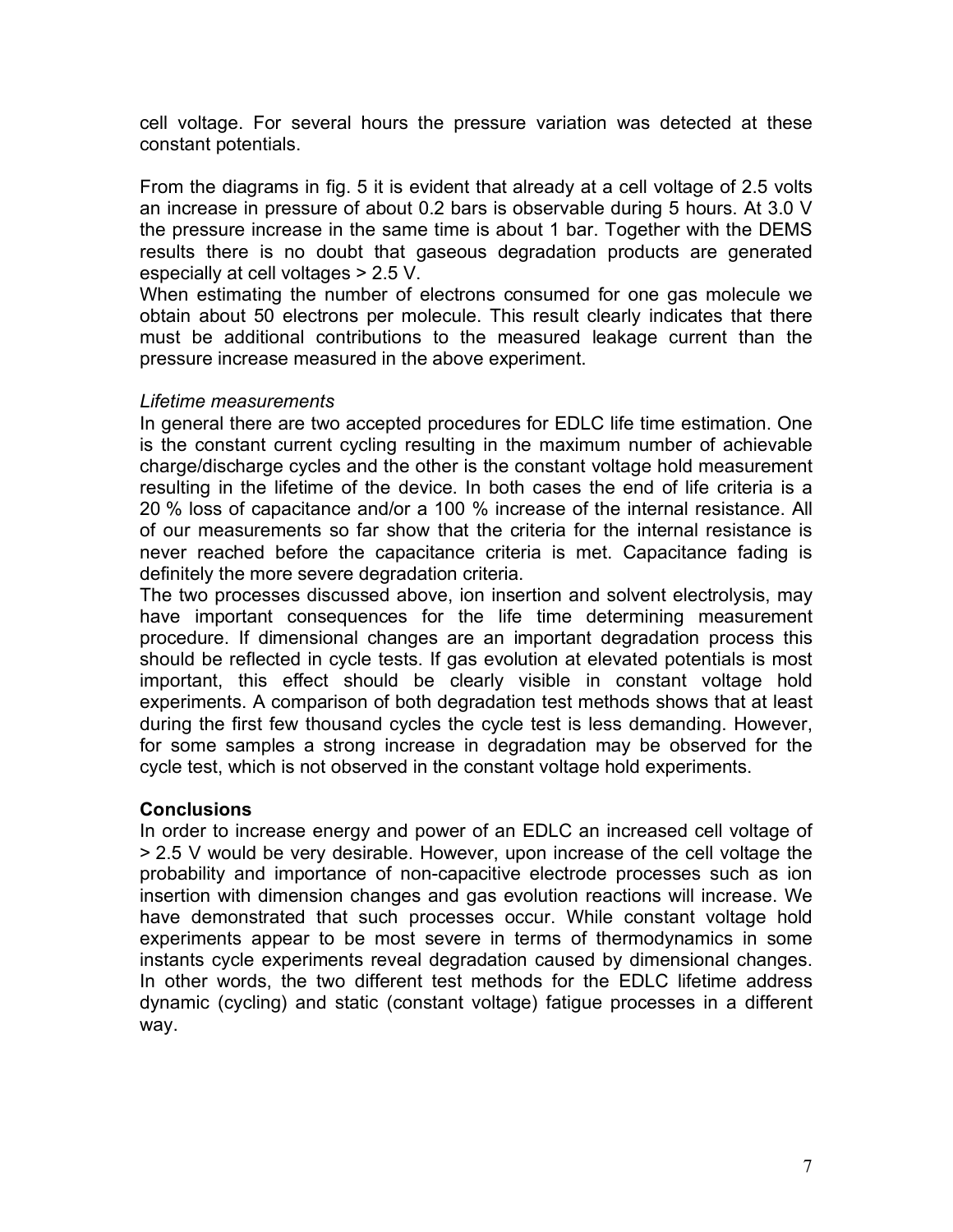cell voltage. For several hours the pressure variation was detected at these constant potentials.

From the diagrams in fig. 5 it is evident that already at a cell voltage of 2.5 volts an increase in pressure of about 0.2 bars is observable during 5 hours. At 3.0 V the pressure increase in the same time is about 1 bar. Together with the DEMS results there is no doubt that gaseous degradation products are generated especially at cell voltages > 2.5 V.

When estimating the number of electrons consumed for one gas molecule we obtain about 50 electrons per molecule. This result clearly indicates that there must be additional contributions to the measured leakage current than the pressure increase measured in the above experiment.

*Lifetime measurements*

In general there are two accepted procedures for EDLC life time estimation. One is the constant current cycling resulting in the maximum number of achievable charge/discharge cycles and the other is the constant voltage hold measurement resulting in the lifetime of the device. In both cases the end of life criteria is a 20 % loss of capacitance and/or a 100 % increase of the internal resistance. All of our measurements so far show that the criteria for the internal resistance is never reached before the capacitance criteria is met. Capacitance fading is definitely the more severe degradation criteria.

The two processes discussed above, ion insertion and solvent electrolysis, may have important consequences for the life time determining measurement procedure. If dimensional changes are an important degradation process this should be reflected in cycle tests. If gas evolution at elevated potentials is most important, this effect should be clearly visible in constant voltage hold experiments. A comparison of both degradation test methods shows that at least during the first few thousand cycles the cycle test is less demanding. However, for some samples a strong increase in degradation may be observed for the cycle test, which is not observed in the constant voltage hold experiments.

## Conclusions

In order to increase energy and power of an EDLC an increased cell voltage of > 2.5 V would be very desirable. However, upon increase of the cell voltage the probability and importance of non-capacitive electrode processes such as ion insertion with dimension changes and gas evolution reactions will increase. We have demonstrated that such processes occur. While constant voltage hold experiments appear to be most severe in terms of thermodynamics in some instants cycle experiments reveal degradation caused by dimensional changes. In other words, the two different test methods for the EDLC lifetime address dynamic (cycling) and static (constant voltage) fatigue processes in a different way.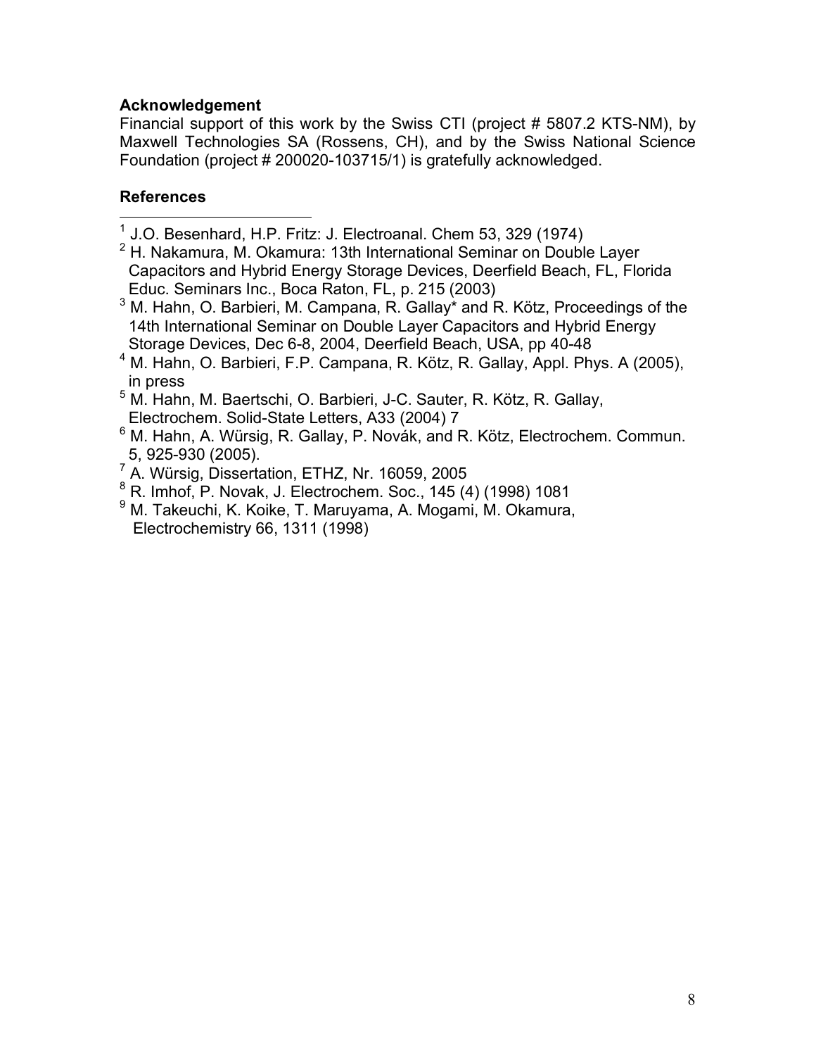**Acknowledgement**

Financial support of this work by the Swiss CTI (project # 5807.2 KTS-NM), by Maxwell Technologies SA (Rossens, CH), and by the Swiss National Science Foundation (project # 200020-103715/1) is gratefully acknowledged.

**References**

[1] J.O. Besenhard, H.P. Fritz: J. Electroanal. Chem 53, 329 (1974)

[2] H. Nakamura, M. Okamura: 13th International Seminar on Double Layer Capacitors and Hybrid Energy Storage Devices, Deerfield Beach, FL, Florida Educ. Seminars Inc., Boca Raton, FL, p. 215 (2003)

[3] M. Hahn, O. Barbieri, M. Campana, R. Gallay* and R. Kötz, Proceedings of the 14th International Seminar on Double Layer Capacitors and Hybrid Energy Storage Devices, Dec 6-8, 2004, Deerfield Beach, USA, pp 40-48

[4] M. Hahn, O. Barbieri, F.P. Campana, R. Kötz, R. Gallay, Appl. Phys. A (2005), in press

[5] M. Hahn, M. Baertschi, O. Barbieri, J-C. Sauter, R. Kötz, R. Gallay, Electrochem. Solid-State Letters, A33 (2004) 7

[6] M. Hahn, A. Würsig, R. Gallay, P. Novák, and R. Kötz, Electrochem. Commun. 5, 925-930 (2005).

[7] A. Würsig, Dissertation, ETHZ, Nr. 16059, 2005

[8] R. Imhof, P. Novak, J. Electrochem. Soc., 145 (4) (1998) 1081

[9] M. Takeuchi, K. Koike, T. Maruyama, A. Mogami, M. Okamura, Electrochemistry 66, 1311 (1998)